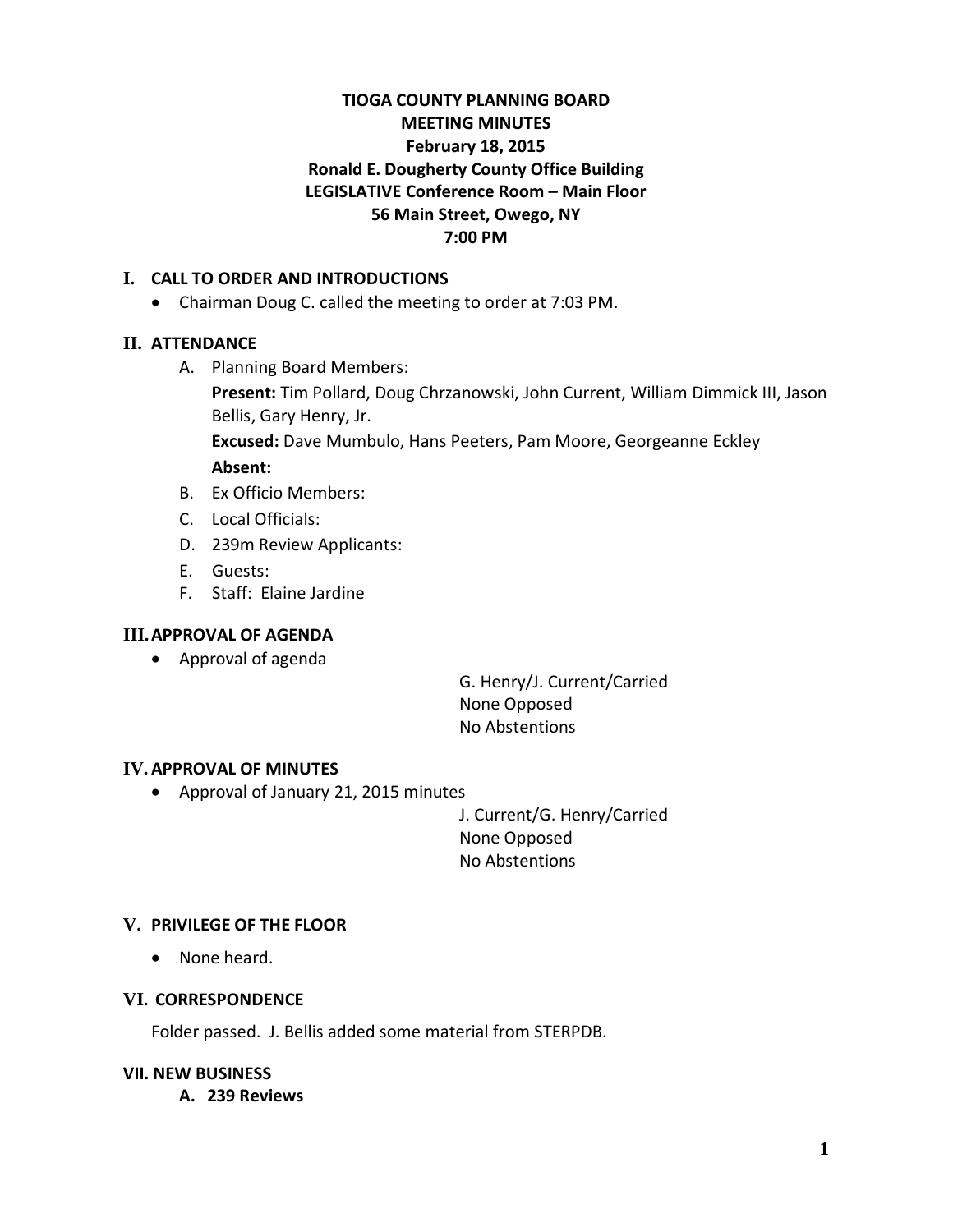# TIOGA COUNTY PLANNING BOARD
## MEETING MINUTES
### February 18, 2015
### Ronald E. Dougherty County Office Building
### LEGISLATIVE Conference Room – Main Floor
### 56 Main Street, Owego, NY
### 7:00 PM

## I. CALL TO ORDER AND INTRODUCTIONS

- Chairman Doug C. called the meeting to order at 7:03 PM.

## II. ATTENDANCE

A. Planning Board Members:

**Present:** Tim Pollard, Doug Chrzanowski, John Current, William Dimmick III, Jason Bellis, Gary Henry, Jr.

**Excused:** Dave Mumbulo, Hans Peeters, Pam Moore, Georgeanne Eckley

**Absent:**

B. Ex Officio Members:

C. Local Officials:

D. 239m Review Applicants:

E. Guests:

F. Staff: Elaine Jardine

## III. APPROVAL OF AGENDA

- Approval of agenda

G. Henry/J. Current/Carried
None Opposed
No Abstentions

## IV. APPROVAL OF MINUTES

- Approval of January 21, 2015 minutes

J. Current/G. Henry/Carried
None Opposed
No Abstentions

## V. PRIVILEGE OF THE FLOOR

- None heard.

## VI. CORRESPONDENCE

Folder passed. J. Bellis added some material from STERPDB.

## VII. NEW BUSINESS

### A. 239 Reviews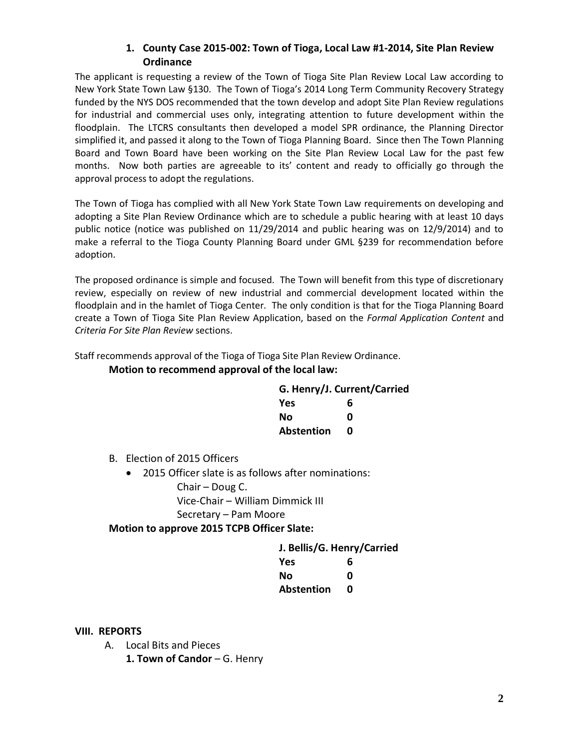### 1. County Case 2015-002: Town of Tioga, Local Law #1-2014, Site Plan Review Ordinance

The applicant is requesting a review of the Town of Tioga Site Plan Review Local Law according to New York State Town Law §130. The Town of Tioga's 2014 Long Term Community Recovery Strategy funded by the NYS DOS recommended that the town develop and adopt Site Plan Review regulations for industrial and commercial uses only, integrating attention to future development within the floodplain. The LTCRS consultants then developed a model SPR ordinance, the Planning Director simplified it, and passed it along to the Town of Tioga Planning Board. Since then The Town Planning Board and Town Board have been working on the Site Plan Review Local Law for the past few months. Now both parties are agreeable to its' content and ready to officially go through the approval process to adopt the regulations.

The Town of Tioga has complied with all New York State Town Law requirements on developing and adopting a Site Plan Review Ordinance which are to schedule a public hearing with at least 10 days public notice (notice was published on 11/29/2014 and public hearing was on 12/9/2014) and to make a referral to the Tioga County Planning Board under GML §239 for recommendation before adoption.

The proposed ordinance is simple and focused. The Town will benefit from this type of discretionary review, especially on review of new industrial and commercial development located within the floodplain and in the hamlet of Tioga Center. The only condition is that for the Tioga Planning Board create a Town of Tioga Site Plan Review Application, based on the *Formal Application Content* and *Criteria For Site Plan Review* sections.

Staff recommends approval of the Tioga of Tioga Site Plan Review Ordinance.

**Motion to recommend approval of the local law:**

**G. Henry/J. Current/Carried**

| | |
|---|---|
| **Yes** | **6** |
| **No** | **0** |
| **Abstention** | **0** |

B. Election of 2015 Officers

- 2015 Officer slate is as follows after nominations:
  - Chair – Doug C.
  - Vice-Chair – William Dimmick III
  - Secretary – Pam Moore

**Motion to approve 2015 TCPB Officer Slate:**

**J. Bellis/G. Henry/Carried**

| | |
|---|---|
| **Yes** | **6** |
| **No** | **0** |
| **Abstention** | **0** |

## VIII. REPORTS

A. Local Bits and Pieces

**1. Town of Candor** – G. Henry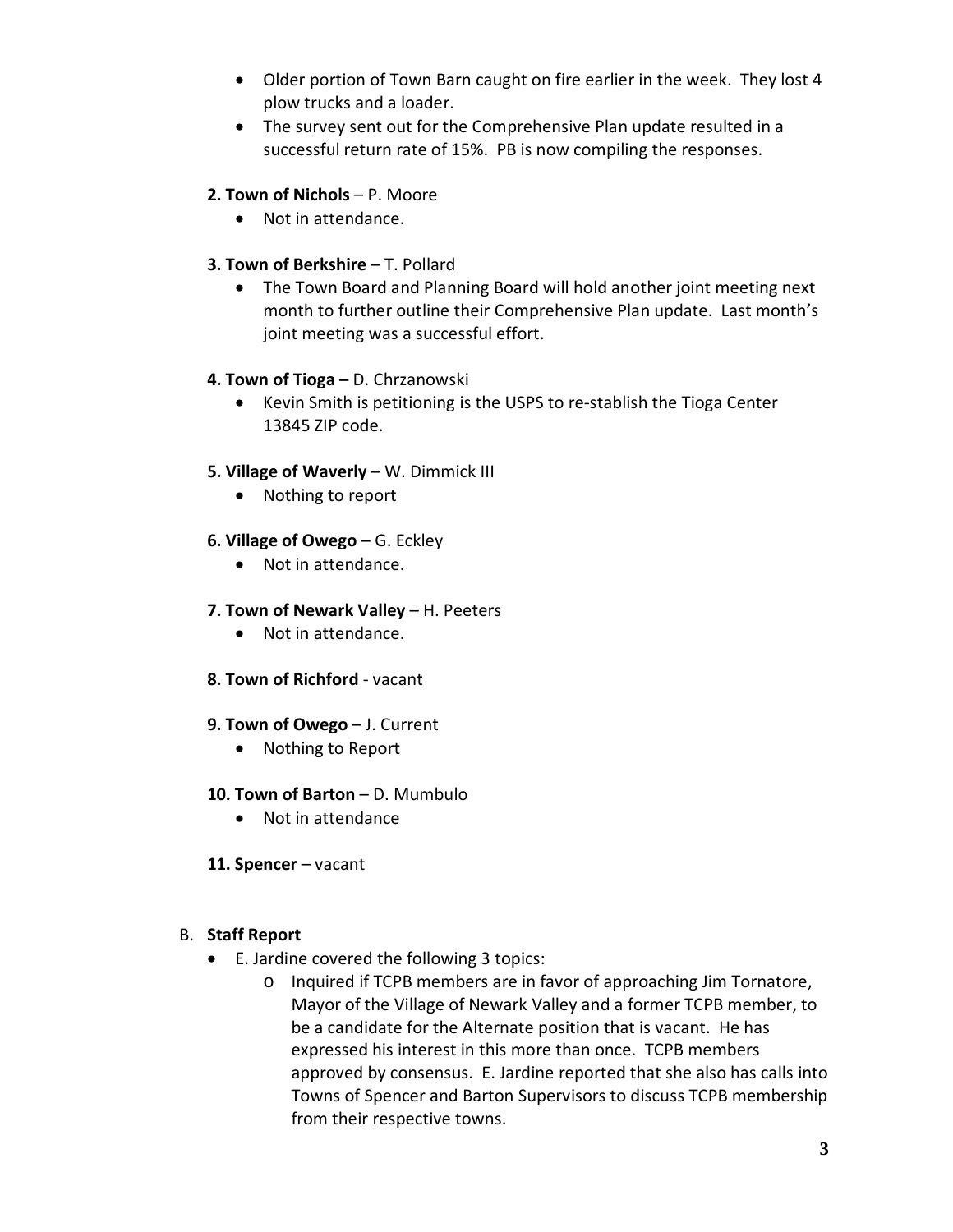- Older portion of Town Barn caught on fire earlier in the week. They lost 4 plow trucks and a loader.
- The survey sent out for the Comprehensive Plan update resulted in a successful return rate of 15%. PB is now compiling the responses.

**2. Town of Nichols** – P. Moore

- Not in attendance.

**3. Town of Berkshire** – T. Pollard

- The Town Board and Planning Board will hold another joint meeting next month to further outline their Comprehensive Plan update. Last month's joint meeting was a successful effort.

**4. Town of Tioga –** D. Chrzanowski

- Kevin Smith is petitioning is the USPS to re-stablish the Tioga Center 13845 ZIP code.

**5. Village of Waverly** – W. Dimmick III

- Nothing to report

**6. Village of Owego** – G. Eckley

- Not in attendance.

**7. Town of Newark Valley** – H. Peeters

- Not in attendance.

**8. Town of Richford** - vacant

**9. Town of Owego** – J. Current

- Nothing to Report

**10. Town of Barton** – D. Mumbulo

- Not in attendance

**11. Spencer** – vacant

B. **Staff Report**

- E. Jardine covered the following 3 topics:
  - Inquired if TCPB members are in favor of approaching Jim Tornatore, Mayor of the Village of Newark Valley and a former TCPB member, to be a candidate for the Alternate position that is vacant. He has expressed his interest in this more than once. TCPB members approved by consensus. E. Jardine reported that she also has calls into Towns of Spencer and Barton Supervisors to discuss TCPB membership from their respective towns.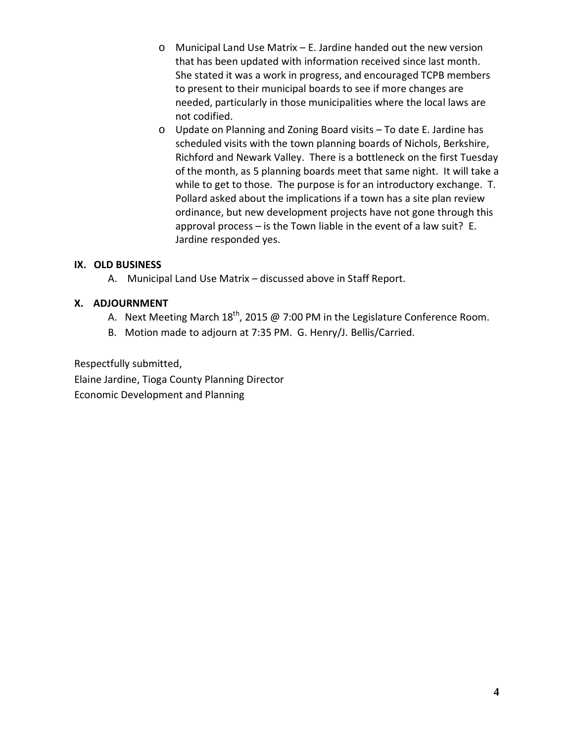- Municipal Land Use Matrix – E. Jardine handed out the new version that has been updated with information received since last month. She stated it was a work in progress, and encouraged TCPB members to present to their municipal boards to see if more changes are needed, particularly in those municipalities where the local laws are not codified.
- Update on Planning and Zoning Board visits – To date E. Jardine has scheduled visits with the town planning boards of Nichols, Berkshire, Richford and Newark Valley. There is a bottleneck on the first Tuesday of the month, as 5 planning boards meet that same night. It will take a while to get to those. The purpose is for an introductory exchange. T. Pollard asked about the implications if a town has a site plan review ordinance, but new development projects have not gone through this approval process – is the Town liable in the event of a law suit? E. Jardine responded yes.

## IX. OLD BUSINESS

A. Municipal Land Use Matrix – discussed above in Staff Report.

## X. ADJOURNMENT

A. Next Meeting March 18th, 2015 @ 7:00 PM in the Legislature Conference Room.

B. Motion made to adjourn at 7:35 PM. G. Henry/J. Bellis/Carried.

Respectfully submitted,

Elaine Jardine, Tioga County Planning Director

Economic Development and Planning